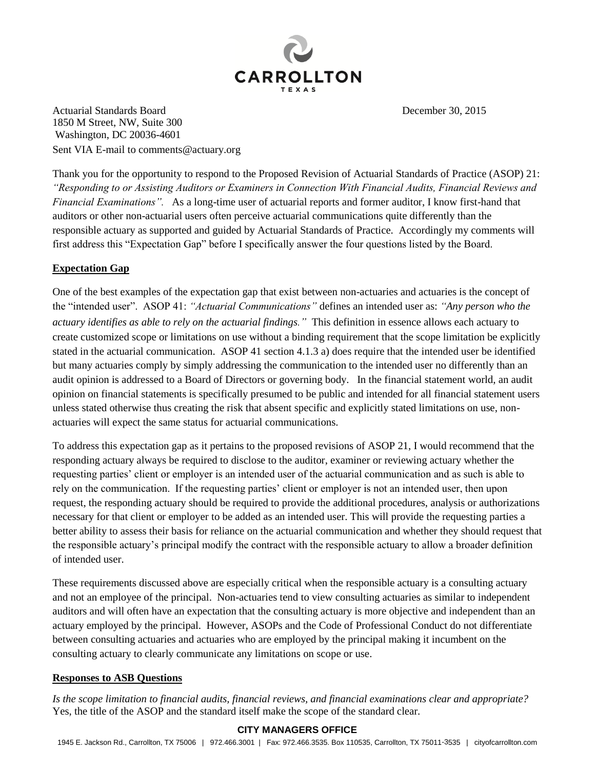CARROLLTON

TEXAS

Actuarial Standards Board

December 30, 2015

1850 M Street, NW, Suite 300
Washington, DC 20036-4601
Sent VIA E-mail to comments@actuary.org

Thank you for the opportunity to respond to the Proposed Revision of Actuarial Standards of Practice (ASOP) 21: *"Responding to or Assisting Auditors or Examiners in Connection With Financial Audits, Financial Reviews and Financial Examinations".* As a long-time user of actuarial reports and former auditor, I know first-hand that auditors or other non-actuarial users often perceive actuarial communications quite differently than the responsible actuary as supported and guided by Actuarial Standards of Practice. Accordingly my comments will first address this "Expectation Gap" before I specifically answer the four questions listed by the Board.

**Expectation Gap**

One of the best examples of the expectation gap that exist between non-actuaries and actuaries is the concept of the "intended user". ASOP 41: *"Actuarial Communications"* defines an intended user as: *"Any person who the actuary identifies as able to rely on the actuarial findings."* This definition in essence allows each actuary to create customized scope or limitations on use without a binding requirement that the scope limitation be explicitly stated in the actuarial communication. ASOP 41 section 4.1.3 a) does require that the intended user be identified but many actuaries comply by simply addressing the communication to the intended user no differently than an audit opinion is addressed to a Board of Directors or governing body. In the financial statement world, an audit opinion on financial statements is specifically presumed to be public and intended for all financial statement users unless stated otherwise thus creating the risk that absent specific and explicitly stated limitations on use, non-actuaries will expect the same status for actuarial communications.

To address this expectation gap as it pertains to the proposed revisions of ASOP 21, I would recommend that the responding actuary always be required to disclose to the auditor, examiner or reviewing actuary whether the requesting parties' client or employer is an intended user of the actuarial communication and as such is able to rely on the communication. If the requesting parties' client or employer is not an intended user, then upon request, the responding actuary should be required to provide the additional procedures, analysis or authorizations necessary for that client or employer to be added as an intended user. This will provide the requesting parties a better ability to assess their basis for reliance on the actuarial communication and whether they should request that the responsible actuary's principal modify the contract with the responsible actuary to allow a broader definition of intended user.

These requirements discussed above are especially critical when the responsible actuary is a consulting actuary and not an employee of the principal. Non-actuaries tend to view consulting actuaries as similar to independent auditors and will often have an expectation that the consulting actuary is more objective and independent than an actuary employed by the principal. However, ASOPs and the Code of Professional Conduct do not differentiate between consulting actuaries and actuaries who are employed by the principal making it incumbent on the consulting actuary to clearly communicate any limitations on scope or use.

**Responses to ASB Questions**

*Is the scope limitation to financial audits, financial reviews, and financial examinations clear and appropriate?*
Yes, the title of the ASOP and the standard itself make the scope of the standard clear.

**CITY MANAGERS OFFICE**

1945 E. Jackson Rd., Carrollton, TX 75006 | 972.466.3001 | Fax: 972.466.3535. Box 110535, Carrollton, TX 75011-3535 | cityofcarrollton.com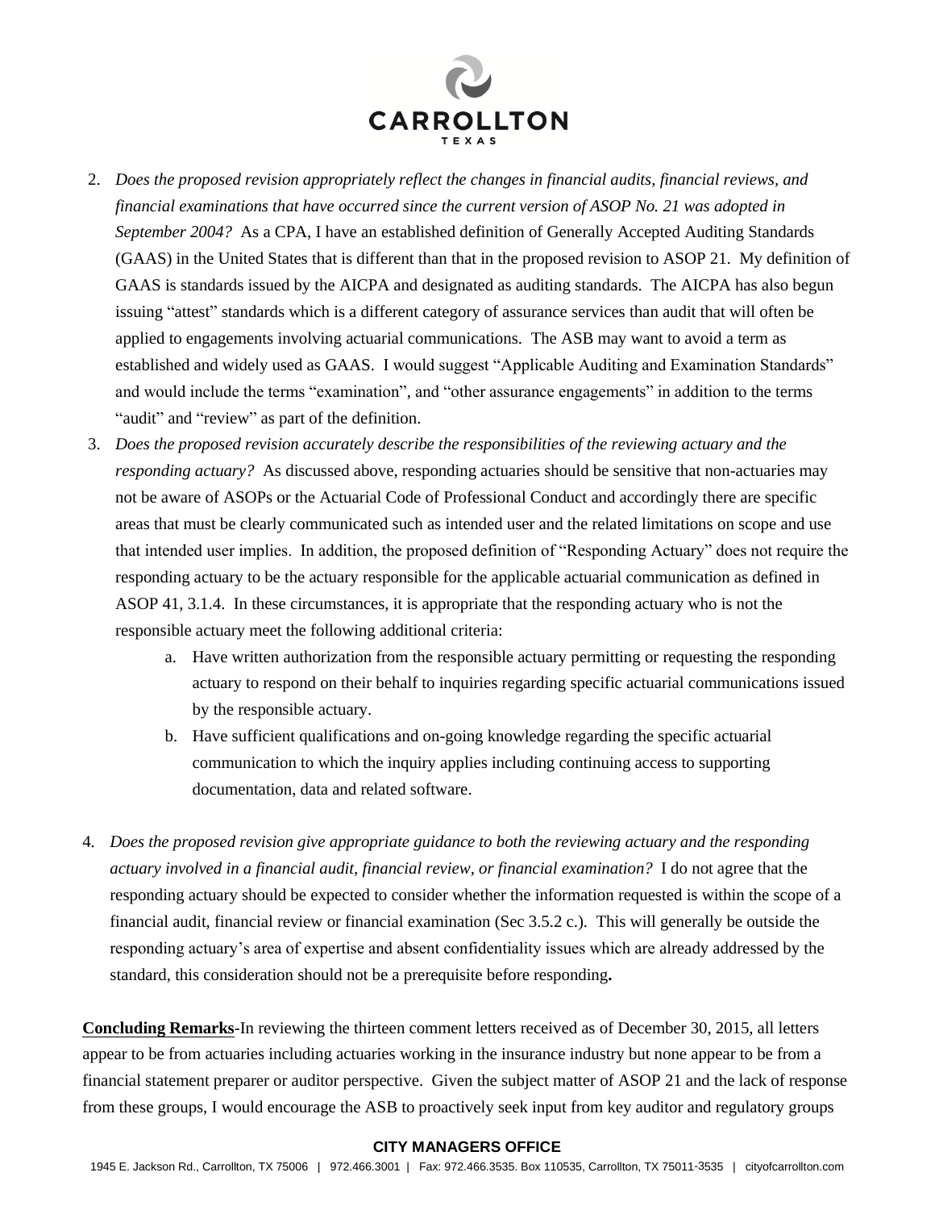2. *Does the proposed revision appropriately reflect the changes in financial audits, financial reviews, and financial examinations that have occurred since the current version of ASOP No. 21 was adopted in September 2004?* As a CPA, I have an established definition of Generally Accepted Auditing Standards (GAAS) in the United States that is different than that in the proposed revision to ASOP 21. My definition of GAAS is standards issued by the AICPA and designated as auditing standards. The AICPA has also begun issuing "attest" standards which is a different category of assurance services than audit that will often be applied to engagements involving actuarial communications. The ASB may want to avoid a term as established and widely used as GAAS. I would suggest "Applicable Auditing and Examination Standards" and would include the terms "examination", and "other assurance engagements" in addition to the terms "audit" and "review" as part of the definition.

3. *Does the proposed revision accurately describe the responsibilities of the reviewing actuary and the responding actuary?* As discussed above, responding actuaries should be sensitive that non-actuaries may not be aware of ASOPs or the Actuarial Code of Professional Conduct and accordingly there are specific areas that must be clearly communicated such as intended user and the related limitations on scope and use that intended user implies. In addition, the proposed definition of "Responding Actuary" does not require the responding actuary to be the actuary responsible for the applicable actuarial communication as defined in ASOP 41, 3.1.4. In these circumstances, it is appropriate that the responding actuary who is not the responsible actuary meet the following additional criteria:
   a. Have written authorization from the responsible actuary permitting or requesting the responding actuary to respond on their behalf to inquiries regarding specific actuarial communications issued by the responsible actuary.
   b. Have sufficient qualifications and on-going knowledge regarding the specific actuarial communication to which the inquiry applies including continuing access to supporting documentation, data and related software.

4. *Does the proposed revision give appropriate guidance to both the reviewing actuary and the responding actuary involved in a financial audit, financial review, or financial examination?* I do not agree that the responding actuary should be expected to consider whether the information requested is within the scope of a financial audit, financial review or financial examination (Sec 3.5.2 c.). This will generally be outside the responding actuary's area of expertise and absent confidentiality issues which are already addressed by the standard, this consideration should not be a prerequisite before responding**.**

**Concluding Remarks**-In reviewing the thirteen comment letters received as of December 30, 2015, all letters appear to be from actuaries including actuaries working in the insurance industry but none appear to be from a financial statement preparer or auditor perspective. Given the subject matter of ASOP 21 and the lack of response from these groups, I would encourage the ASB to proactively seek input from key auditor and regulatory groups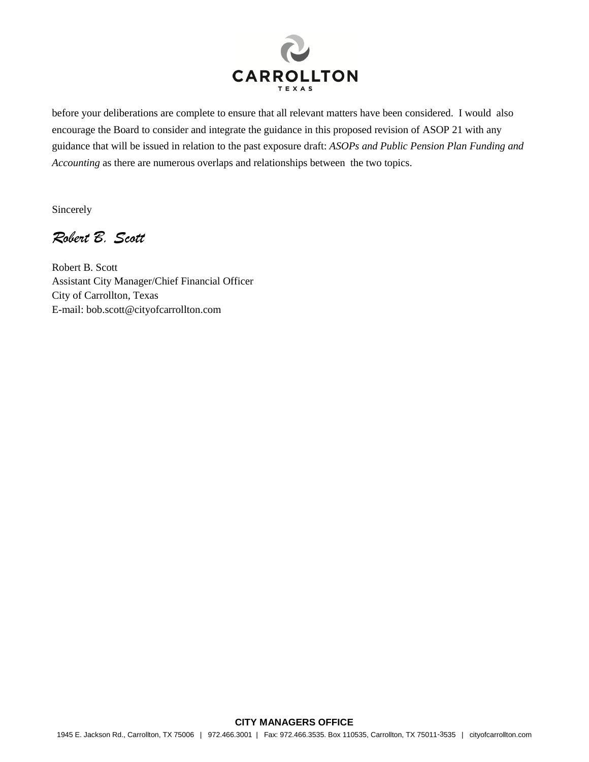before your deliberations are complete to ensure that all relevant matters have been considered. I would also encourage the Board to consider and integrate the guidance in this proposed revision of ASOP 21 with any guidance that will be issued in relation to the past exposure draft: *ASOPs and Public Pension Plan Funding and Accounting* as there are numerous overlaps and relationships between the two topics.

Sincerely

*Robert B. Scott*

Robert B. Scott
Assistant City Manager/Chief Financial Officer
City of Carrollton, Texas
E-mail: bob.scott@cityofcarrollton.com